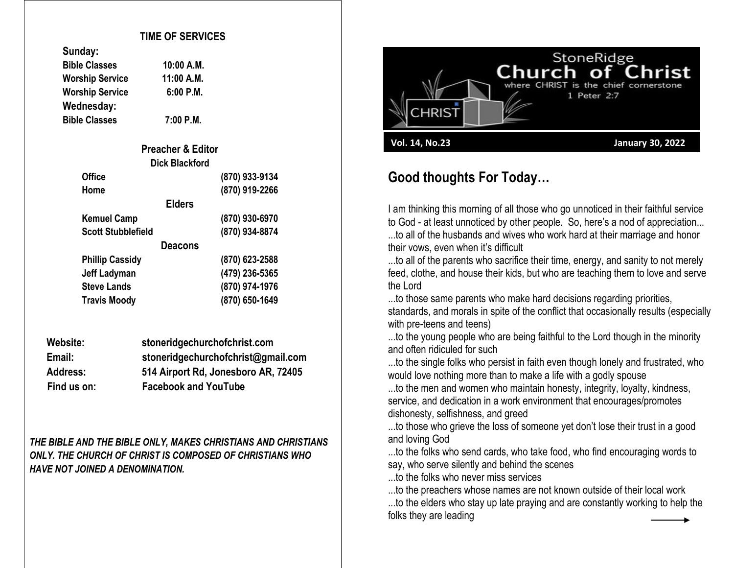## TIME OF SERVICES

**Sunday:**

| | |
|---|---|
| **Bible Classes** | **10:00 A.M.** |
| **Worship Service** | **11:00 A.M.** |
| **Worship Service** | **6:00 P.M.** |

**Wednesday:**

| | |
|---|---|
| **Bible Classes** | **7:00 P.M.** |

### Preacher & Editor

**Dick Blackford**

| | |
|---|---|
| **Office** | **(870) 933-9134** |
| **Home** | **(870) 919-2266** |

### Elders

| | |
|---|---|
| **Kemuel Camp** | **(870) 930-6970** |
| **Scott Stubblefield** | **(870) 934-8874** |

### Deacons

| | |
|---|---|
| **Phillip Cassidy** | **(870) 623-2588** |
| **Jeff Ladyman** | **(479) 236-5365** |
| **Steve Lands** | **(870) 974-1976** |
| **Travis Moody** | **(870) 650-1649** |

| | |
|---|---|
| **Website:** | **stoneridgechurchofchrist.com** |
| **Email:** | **stoneridgechurchofchrist@gmail.com** |
| **Address:** | **514 Airport Rd, Jonesboro AR, 72405** |
| **Find us on:** | **Facebook and YouTube** |

***THE BIBLE AND THE BIBLE ONLY, MAKES CHRISTIANS AND CHRISTIANS ONLY. THE CHURCH OF CHRIST IS COMPOSED OF CHRISTIANS WHO HAVE NOT JOINED A DENOMINATION.***

# StoneRidge Church of Christ

where CHRIST is the chief cornerstone
1 Peter 2:7

**Vol. 14, No.23** **January 30, 2022**

## Good thoughts For Today…

I am thinking this morning of all those who go unnoticed in their faithful service to God - at least unnoticed by other people. So, here's a nod of appreciation...

...to all of the husbands and wives who work hard at their marriage and honor their vows, even when it's difficult

...to all of the parents who sacrifice their time, energy, and sanity to not merely feed, clothe, and house their kids, but who are teaching them to love and serve the Lord

...to those same parents who make hard decisions regarding priorities, standards, and morals in spite of the conflict that occasionally results (especially with pre-teens and teens)

...to the young people who are being faithful to the Lord though in the minority and often ridiculed for such

...to the single folks who persist in faith even though lonely and frustrated, who would love nothing more than to make a life with a godly spouse

...to the men and women who maintain honesty, integrity, loyalty, kindness, service, and dedication in a work environment that encourages/promotes dishonesty, selfishness, and greed

...to those who grieve the loss of someone yet don't lose their trust in a good and loving God

...to the folks who send cards, who take food, who find encouraging words to say, who serve silently and behind the scenes

...to the folks who never miss services

...to the preachers whose names are not known outside of their local work

...to the elders who stay up late praying and are constantly working to help the folks they are leading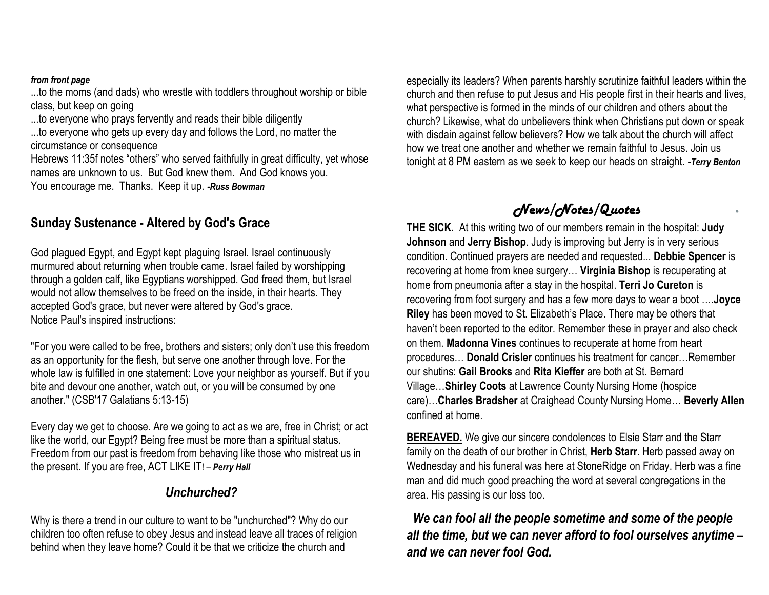***from front page***

...to the moms (and dads) who wrestle with toddlers throughout worship or bible class, but keep on going

...to everyone who prays fervently and reads their bible diligently

...to everyone who gets up every day and follows the Lord, no matter the circumstance or consequence

Hebrews 11:35f notes "others" who served faithfully in great difficulty, yet whose names are unknown to us. But God knew them. And God knows you.

You encourage me. Thanks. Keep it up. ***-Russ Bowman***

## Sunday Sustenance - Altered by God's Grace

God plagued Egypt, and Egypt kept plaguing Israel. Israel continuously murmured about returning when trouble came. Israel failed by worshipping through a golden calf, like Egyptians worshipped. God freed them, but Israel would not allow themselves to be freed on the inside, in their hearts. They accepted God's grace, but never were altered by God's grace.
Notice Paul's inspired instructions:

"For you were called to be free, brothers and sisters; only don't use this freedom as an opportunity for the flesh, but serve one another through love. For the whole law is fulfilled in one statement: Love your neighbor as yourself. But if you bite and devour one another, watch out, or you will be consumed by one another." (CSB'17 Galatians 5:13-15)

Every day we get to choose. Are we going to act as we are, free in Christ; or act like the world, our Egypt? Being free must be more than a spiritual status. Freedom from our past is freedom from behaving like those who mistreat us in the present. If you are free, ACT LIKE IT! – ***Perry Hall***

## *Unchurched?*

Why is there a trend in our culture to want to be "unchurched"? Why do our children too often refuse to obey Jesus and instead leave all traces of religion behind when they leave home? Could it be that we criticize the church and especially its leaders? When parents harshly scrutinize faithful leaders within the church and then refuse to put Jesus and His people first in their hearts and lives, what perspective is formed in the minds of our children and others about the church? Likewise, what do unbelievers think when Christians put down or speak with disdain against fellow believers? How we talk about the church will affect how we treat one another and whether we remain faithful to Jesus. Join us tonight at 8 PM eastern as we seek to keep our heads on straight. -***Terry Benton***

## *News/Notes/Quotes*

**THE SICK.** At this writing two of our members remain in the hospital: **Judy Johnson** and **Jerry Bishop**. Judy is improving but Jerry is in very serious condition. Continued prayers are needed and requested... **Debbie Spencer** is recovering at home from knee surgery… **Virginia Bishop** is recuperating at home from pneumonia after a stay in the hospital. **Terri Jo Cureton** is recovering from foot surgery and has a few more days to wear a boot ….**Joyce Riley** has been moved to St. Elizabeth's Place. There may be others that haven't been reported to the editor. Remember these in prayer and also check on them. **Madonna Vines** continues to recuperate at home from heart procedures… **Donald Crisler** continues his treatment for cancer…Remember our shutins: **Gail Brooks** and **Rita Kieffer** are both at St. Bernard Village…**Shirley Coots** at Lawrence County Nursing Home (hospice care)…**Charles Bradsher** at Craighead County Nursing Home… **Beverly Allen** confined at home.

**BEREAVED.** We give our sincere condolences to Elsie Starr and the Starr family on the death of our brother in Christ, **Herb Starr**. Herb passed away on Wednesday and his funeral was here at StoneRidge on Friday. Herb was a fine man and did much good preaching the word at several congregations in the area. His passing is our loss too.

***We can fool all the people sometime and some of the people all the time, but we can never afford to fool ourselves anytime – and we can never fool God.***